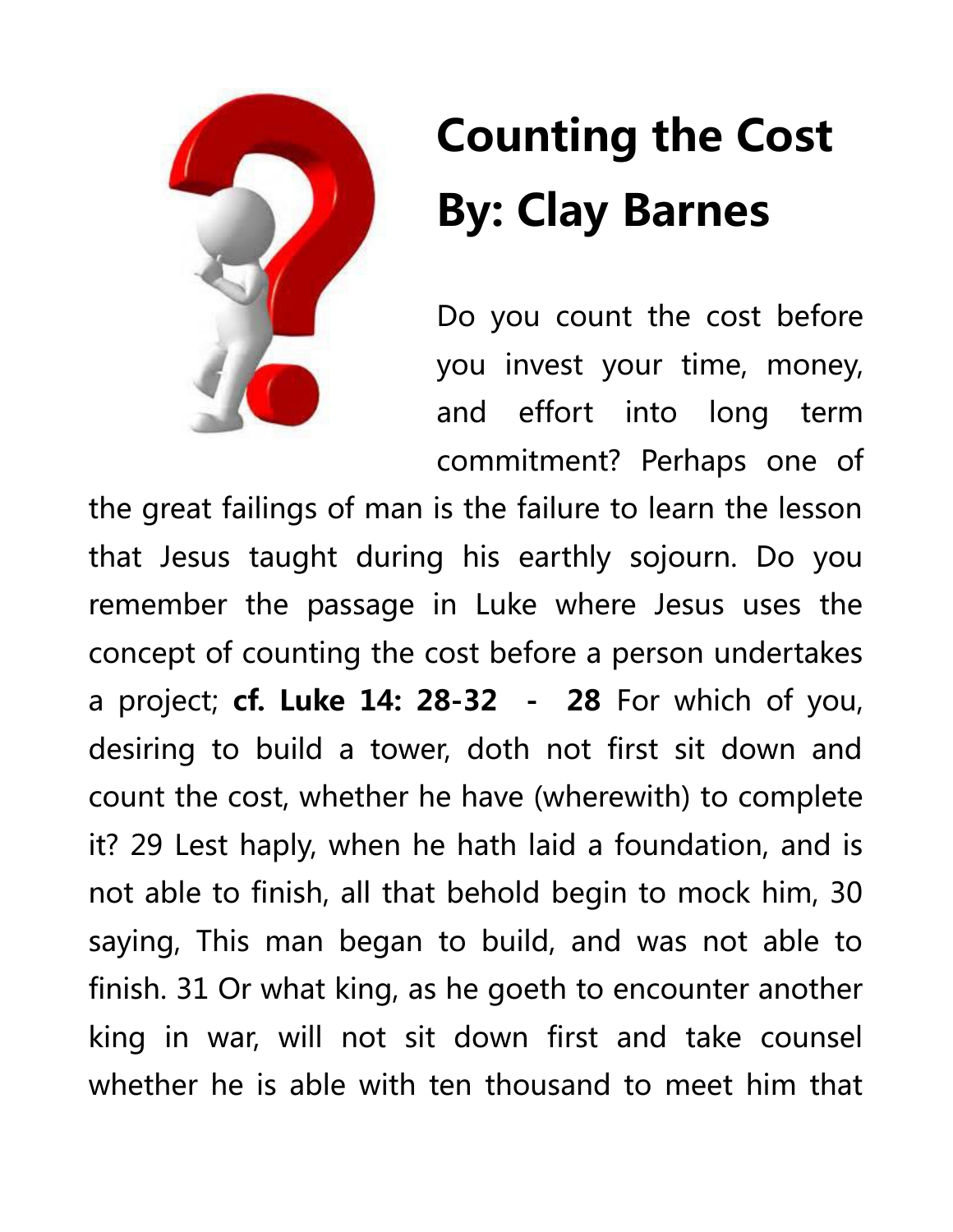# Counting the Cost
## By: Clay Barnes

Do you count the cost before you invest your time, money, and effort into long term commitment? Perhaps one of the great failings of man is the failure to learn the lesson that Jesus taught during his earthly sojourn. Do you remember the passage in Luke where Jesus uses the concept of counting the cost before a person undertakes a project; **cf. Luke 14: 28-32 - 28** For which of you, desiring to build a tower, doth not first sit down and count the cost, whether he have (wherewith) to complete it? 29 Lest haply, when he hath laid a foundation, and is not able to finish, all that behold begin to mock him, 30 saying, This man began to build, and was not able to finish. 31 Or what king, as he goeth to encounter another king in war, will not sit down first and take counsel whether he is able with ten thousand to meet him that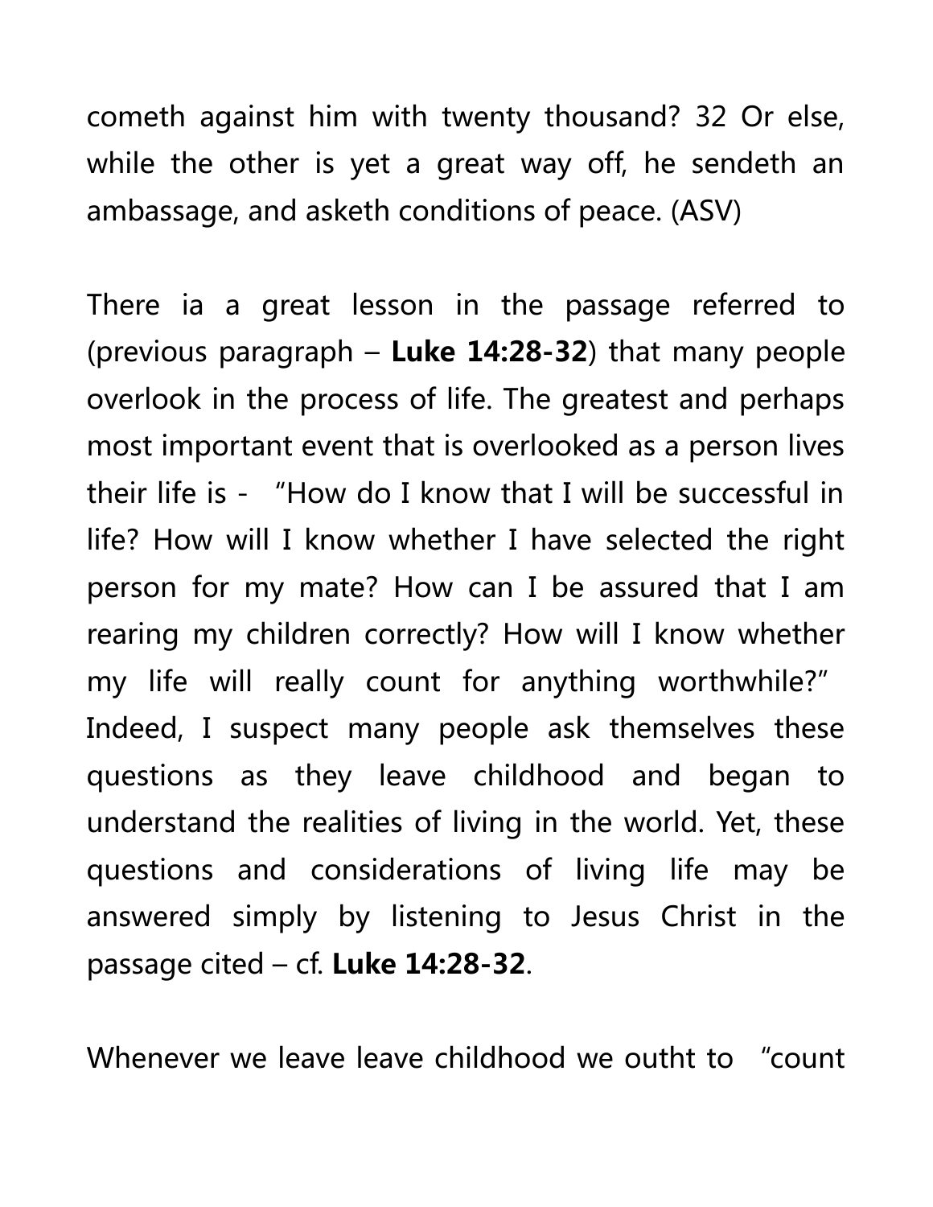cometh against him with twenty thousand? 32 Or else, while the other is yet a great way off, he sendeth an ambassage, and asketh conditions of peace. (ASV)

There ia a great lesson in the passage referred to (previous paragraph – **Luke 14:28-32**) that many people overlook in the process of life. The greatest and perhaps most important event that is overlooked as a person lives their life is - "How do I know that I will be successful in life? How will I know whether I have selected the right person for my mate? How can I be assured that I am rearing my children correctly? How will I know whether my life will really count for anything worthwhile?" Indeed, I suspect many people ask themselves these questions as they leave childhood and began to understand the realities of living in the world. Yet, these questions and considerations of living life may be answered simply by listening to Jesus Christ in the passage cited – cf. **Luke 14:28-32**.

Whenever we leave leave childhood we outht to "count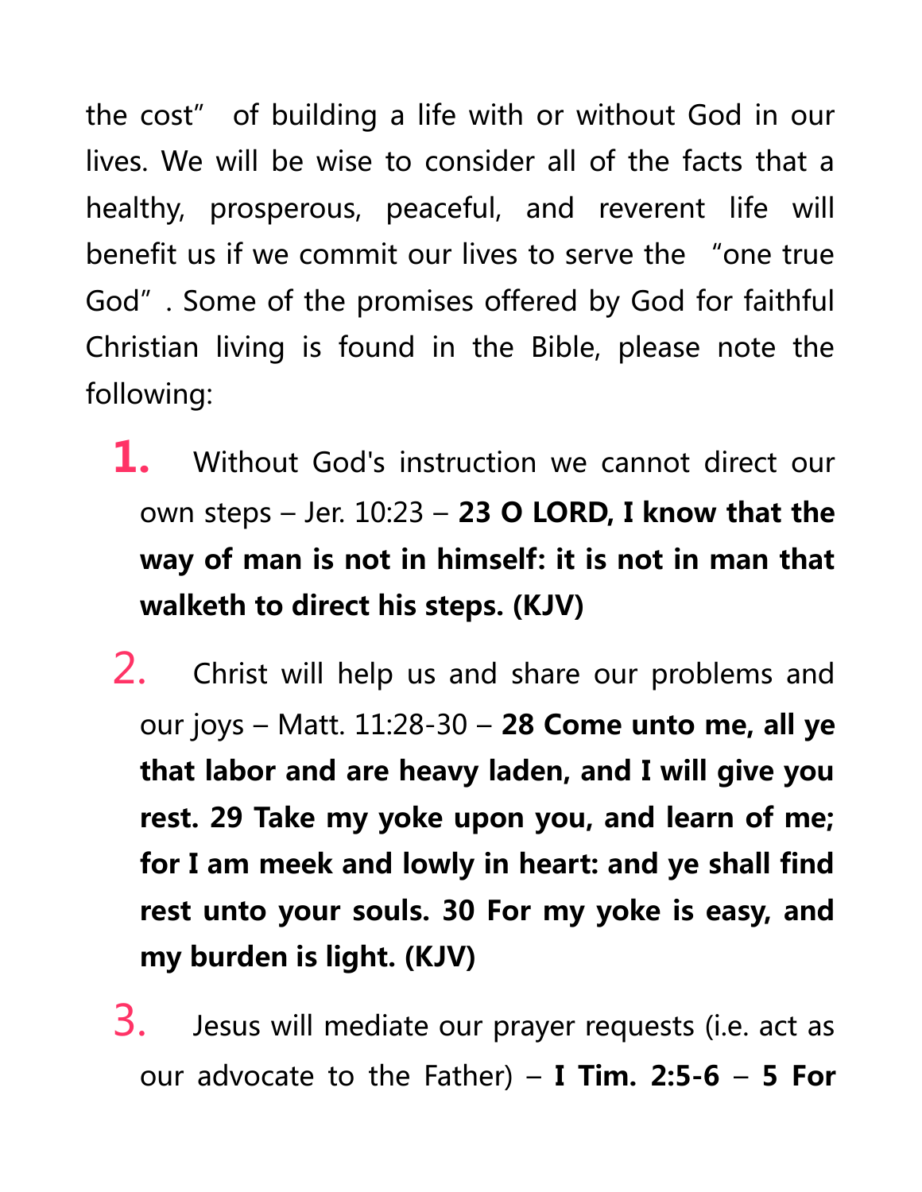the cost” of building a life with or without God in our lives. We will be wise to consider all of the facts that a healthy, prosperous, peaceful, and reverent life will benefit us if we commit our lives to serve the “one true God”. Some of the promises offered by God for faithful Christian living is found in the Bible, please note the following:

1. Without God's instruction we cannot direct our own steps – Jer. 10:23 – **23 O LORD, I know that the way of man is not in himself: it is not in man that walketh to direct his steps. (KJV)**
2. Christ will help us and share our problems and our joys – Matt. 11:28-30 – **28 Come unto me, all ye that labor and are heavy laden, and I will give you rest. 29 Take my yoke upon you, and learn of me; for I am meek and lowly in heart: and ye shall find rest unto your souls. 30 For my yoke is easy, and my burden is light. (KJV)**
3. Jesus will mediate our prayer requests (i.e. act as our advocate to the Father) – **I Tim. 2:5-6 – 5 For**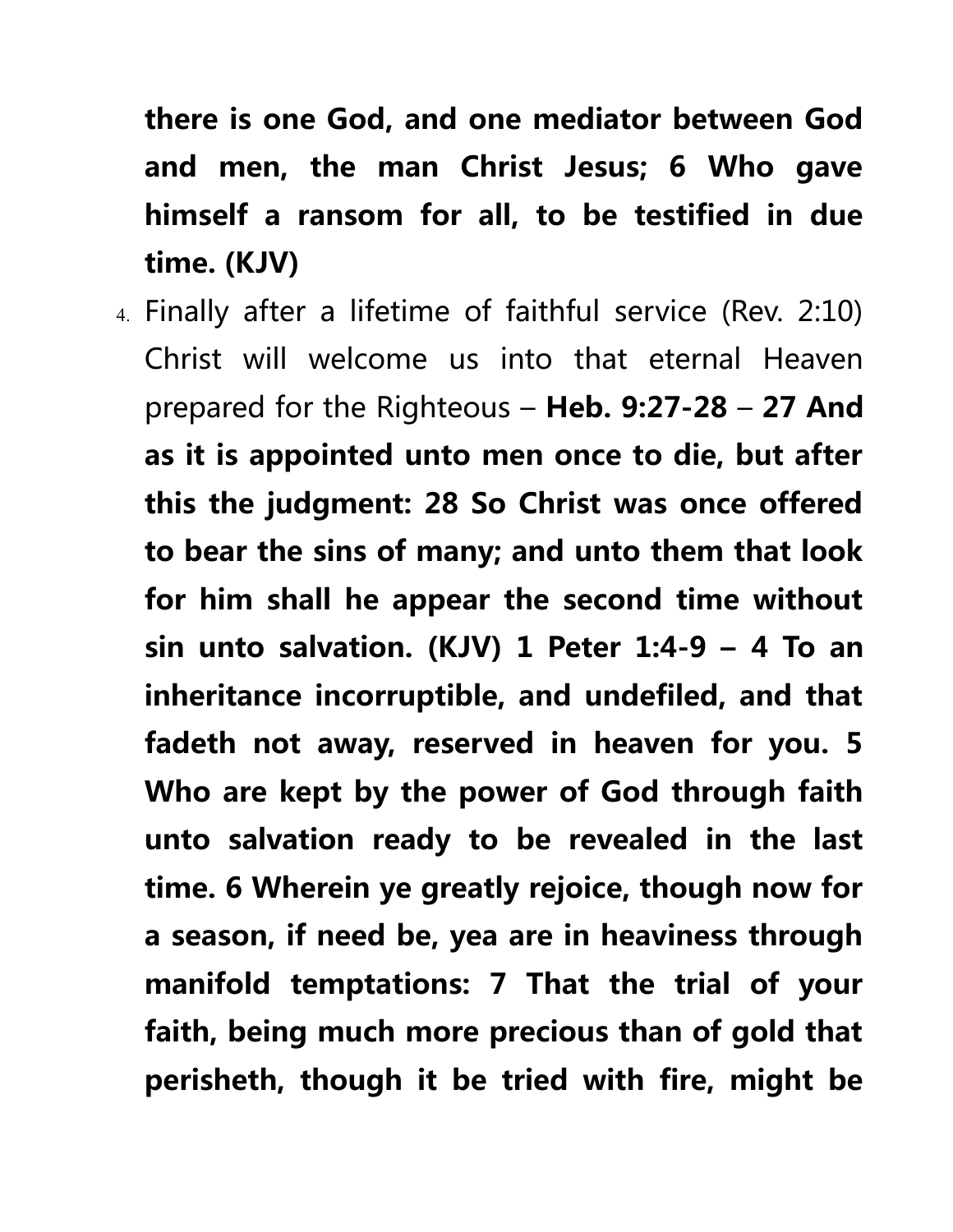**there is one God, and one mediator between God and men, the man Christ Jesus; 6 Who gave himself a ransom for all, to be testified in due time. (KJV)**

4. Finally after a lifetime of faithful service (Rev. 2:10) Christ will welcome us into that eternal Heaven prepared for the Righteous – **Heb. 9:27-28** – **27 And as it is appointed unto men once to die, but after this the judgment: 28 So Christ was once offered to bear the sins of many; and unto them that look for him shall he appear the second time without sin unto salvation. (KJV) 1 Peter 1:4-9 – 4 To an inheritance incorruptible, and undefiled, and that fadeth not away, reserved in heaven for you. 5 Who are kept by the power of God through faith unto salvation ready to be revealed in the last time. 6 Wherein ye greatly rejoice, though now for a season, if need be, yea are in heaviness through manifold temptations: 7 That the trial of your faith, being much more precious than of gold that perisheth, though it be tried with fire, might be**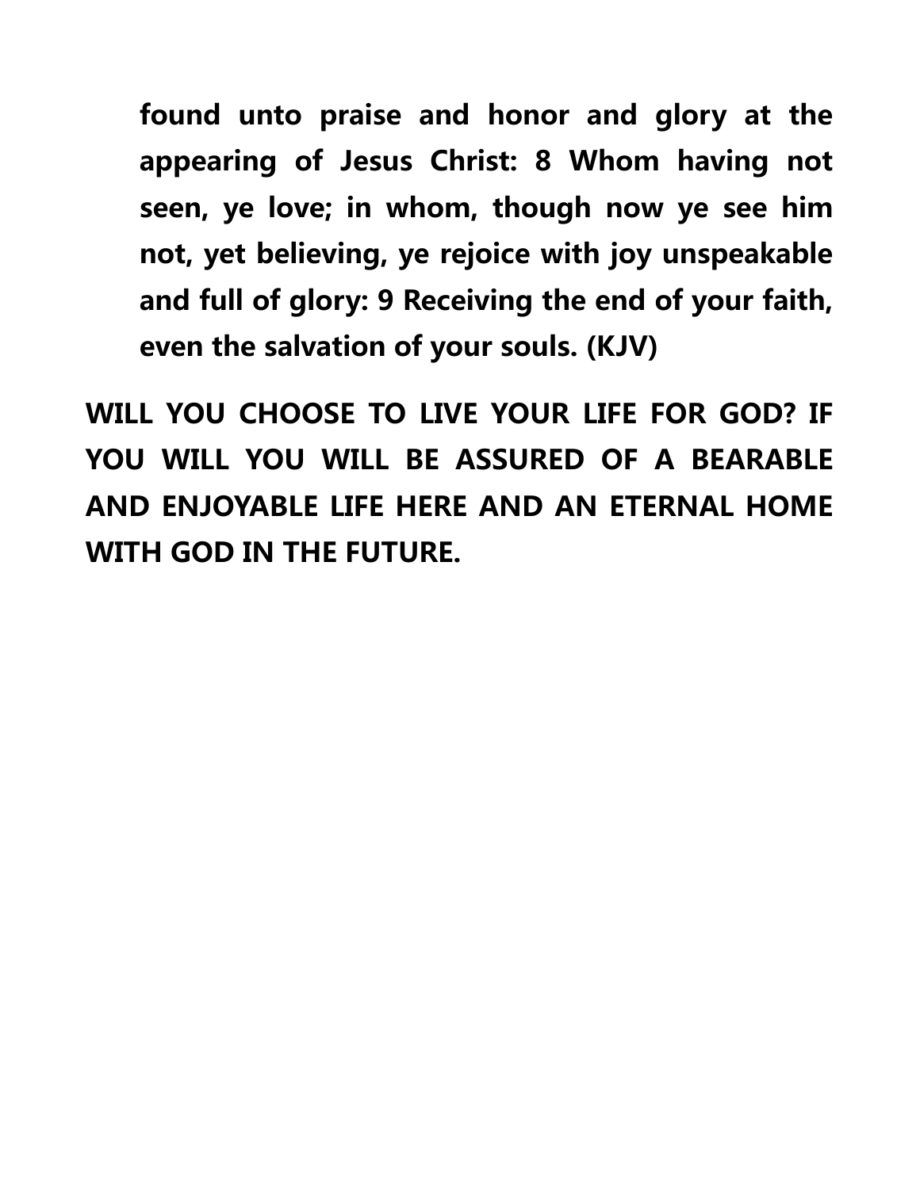> **found unto praise and honor and glory at the appearing of Jesus Christ: 8 Whom having not seen, ye love; in whom, though now ye see him not, yet believing, ye rejoice with joy unspeakable and full of glory: 9 Receiving the end of your faith, even the salvation of your souls. (KJV)**

**WILL YOU CHOOSE TO LIVE YOUR LIFE FOR GOD? IF YOU WILL YOU WILL BE ASSURED OF A BEARABLE AND ENJOYABLE LIFE HERE AND AN ETERNAL HOME WITH GOD IN THE FUTURE.**